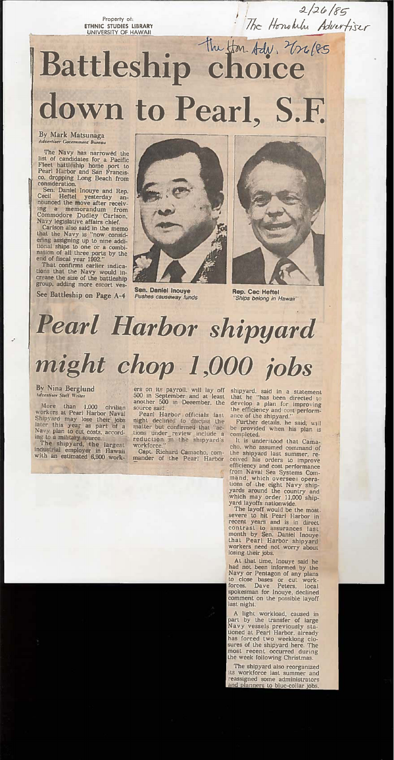Property of:
ETHNIC STUDIES LIBRARY
UNIVERSITY OF HAWAII

2/26/85
The Honolulu Advertiser

The Hon. Adv. 2/26/85

# Battleship choice down to Pearl, S.F.

By Mark Matsunaga
*Advertiser Government Bureau*

The Navy has narrowed the list of candidates for a Pacific Fleet battleship home port to Pearl Harbor and San Francisco, dropping Long Beach from consideration.

Sen. Daniel Inouye and Rep. Cecil Heftel yesterday announced the move after receiving a memorandum from Commodore Dudley Carlson, Navy legislative affairs chief.

Carlson also said in the memo that the Navy is "now considering assigning up to nine additional ships to one or a combination of all three ports by the end of fiscal year 1992."

That confirms earlier indications that the Navy would increase the size of the battleship group, adding more escort ves-

See Battleship on Page A-4

**Sen. Daniel Inouye**
*Pushes causeway funds*

**Rep. Cec Heftel**
*"Ships belong in Hawaii"*

# *Pearl Harbor shipyard might chop 1,000 jobs*

By Nina Berglund
*Advertiser Staff Writer*

More than 1,000 civilian workers at Pearl Harbor Naval Shipyard may lose their jobs later this year as part of a Navy plan to cut costs, according to a military source.

The shipyard, the largest industrial employer in Hawaii with an estimated 6,900 workers on its payroll, will lay off 500 in September and at least another 500 in December, the source said.

Pearl Harbor officials last night declined to discuss the matter but confirmed that "actions under review include a reduction in the shipyard's workforce."

Capt. Richard Camacho, commander of the Pearl Harbor shipyard, said in a statement that he "has been directed to develop a plan for improving the efficiency and cost performance of the shipyard."

Further details, he said, will be provided when his plan is completed.

It is understood that Camacho, who assumed command of the shipyard last summer, received his orders to improve efficiency and cost performance from Naval Sea Systems Command, which oversees operations of the eight Navy shipyards around the country and which may order 11,000 shipyard layoffs nationwide.

The layoff would be the most severe to hit Pearl Harbor in recent years and is in direct contrast to assurances last month by Sen. Daniel Inouye that Pearl Harbor shipyard workers need not worry about losing their jobs.

At that time, Inouye said he had not been informed by the Navy or Pentagon of any plans to close bases or cut workforces. Dave Peters, local spokesman for Inouye, declined comment on the possible layoff last night.

A light workload, caused in part by the transfer of large Navy vessels previously stationed at Pearl Harbor, already has forced two weeklong closures of the shipyard here. The most recent occurred during the week following Christmas.

The shipyard also reorganized its workforce last summer and reassigned some administrators and planners to blue-collar jobs.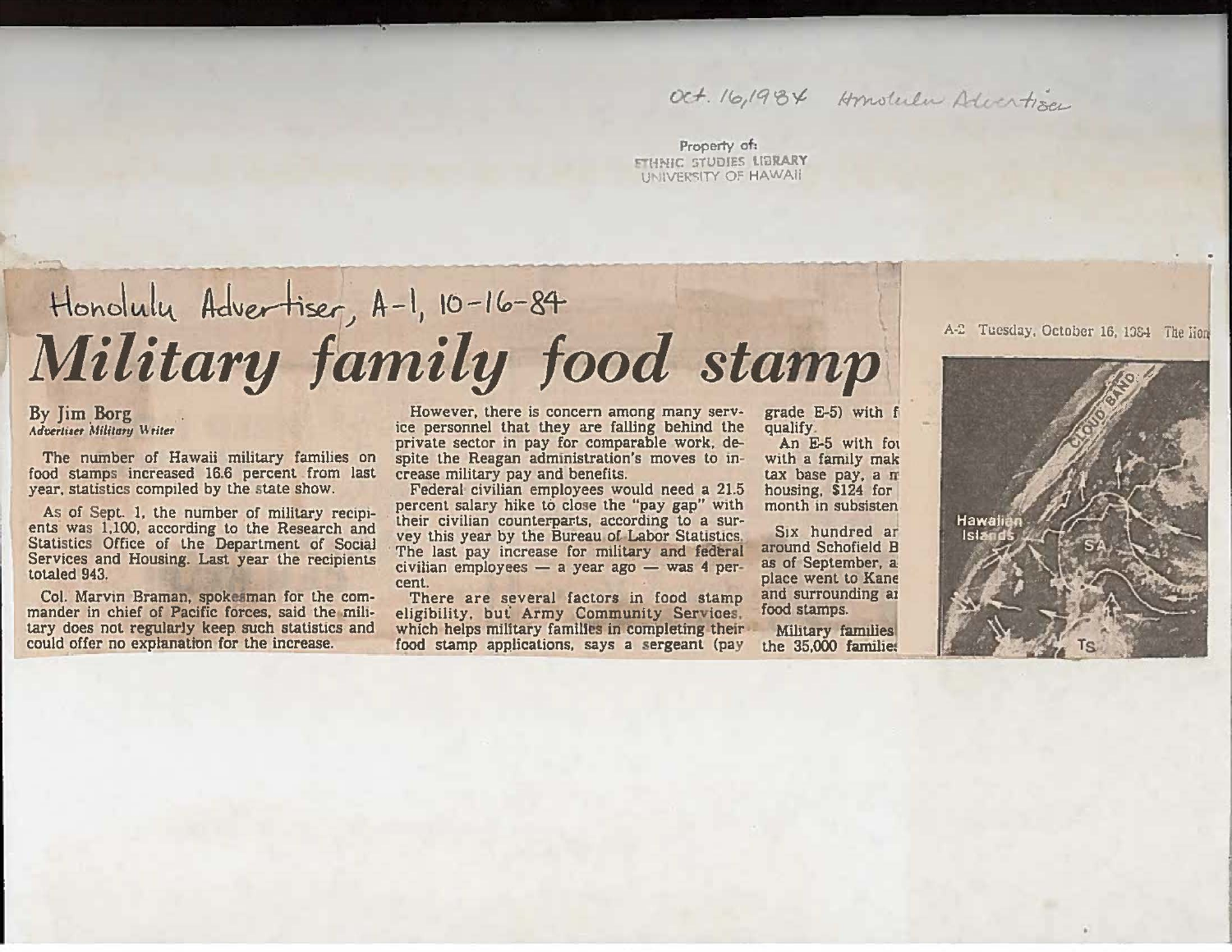Oct. 16, 1984 Honolulu Advertiser

Property of:
ETHNIC STUDIES LIBRARY
UNIVERSITY OF HAWAII

Honolulu Advertiser, A-1, 10-16-84

# *Military family food stamp*

**By Jim Borg**
*Advertiser Military Writer*

The number of Hawaii military families on food stamps increased 16.6 percent from last year, statistics compiled by the state show.

As of Sept. 1, the number of military recipients was 1,100, according to the Research and Statistics Office of the Department of Social Services and Housing. Last year the recipients totaled 943.

Col. Marvin Braman, spokesman for the commander in chief of Pacific forces, said the military does not regularly keep such statistics and could offer no explanation for the increase.

However, there is concern among many service personnel that they are falling behind the private sector in pay for comparable work, despite the Reagan administration's moves to increase military pay and benefits.

Federal civilian employees would need a 21.5 percent salary hike to close the "pay gap" with their civilian counterparts, according to a survey this year by the Bureau of Labor Statistics. The last pay increase for military and federal civilian employees — a year ago — was 4 percent.

There are several factors in food stamp eligibility, but Army Community Services, which helps military families in completing their food stamp applications, says a sergeant (pay grade E-5) with f qualify.

An E-5 with fou with a family mak tax base pay, a m housing, $124 for month in subsisten

Six hundred ar around Schofield B as of September, a place went to Kane and surrounding ar food stamps.

Military families the 35,000 familie

A-2 Tuesday, October 16, 1984 The Hon

CLOUD BAND

Hawaiian Islands

SA

Ts